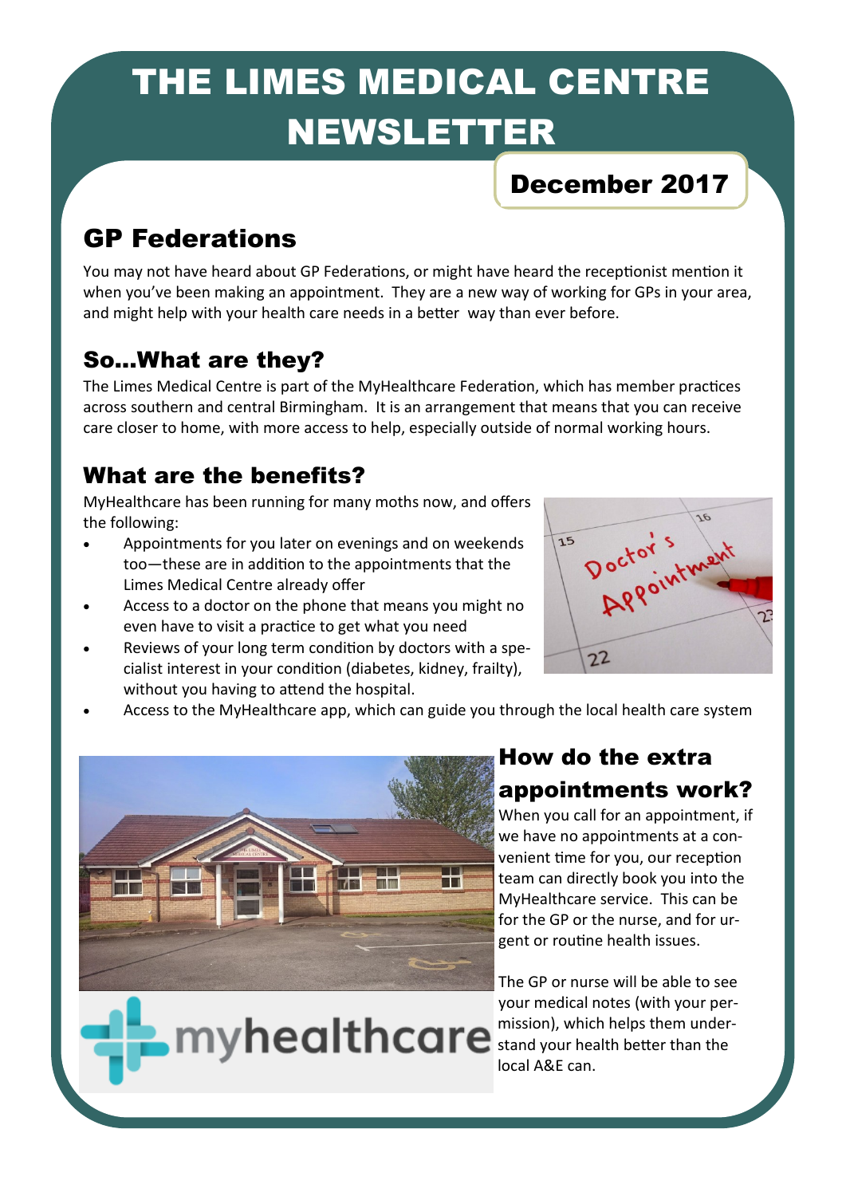# THE LIMES MEDICAL CENTRE NEWSLETTER

**December 2017**

## GP Federations

You may not have heard about GP Federations, or might have heard the receptionist mention it when you've been making an appointment. They are a new way of working for GPs in your area, and might help with your health care needs in a better way than ever before.

## So...What are they?

The Limes Medical Centre is part of the MyHealthcare Federation, which has member practices across southern and central Birmingham. It is an arrangement that means that you can receive care closer to home, with more access to help, especially outside of normal working hours.

## What are the benefits?

MyHealthcare has been running for many moths now, and offers the following:

- Appointments for you later on evenings and on weekends too—these are in addition to the appointments that the Limes Medical Centre already offer
- Access to a doctor on the phone that means you might no even have to visit a practice to get what you need
- Reviews of your long term condition by doctors with a specialist interest in your condition (diabetes, kidney, frailty), without you having to attend the hospital.
- Access to the MyHealthcare app, which can guide you through the local health care system

## How do the extra appointments work?

When you call for an appointment, if we have no appointments at a convenient time for you, our reception team can directly book you into the MyHealthcare service. This can be for the GP or the nurse, and for urgent or routine health issues.

The GP or nurse will be able to see your medical notes (with your permission), which helps them understand your health better than the local A&E can.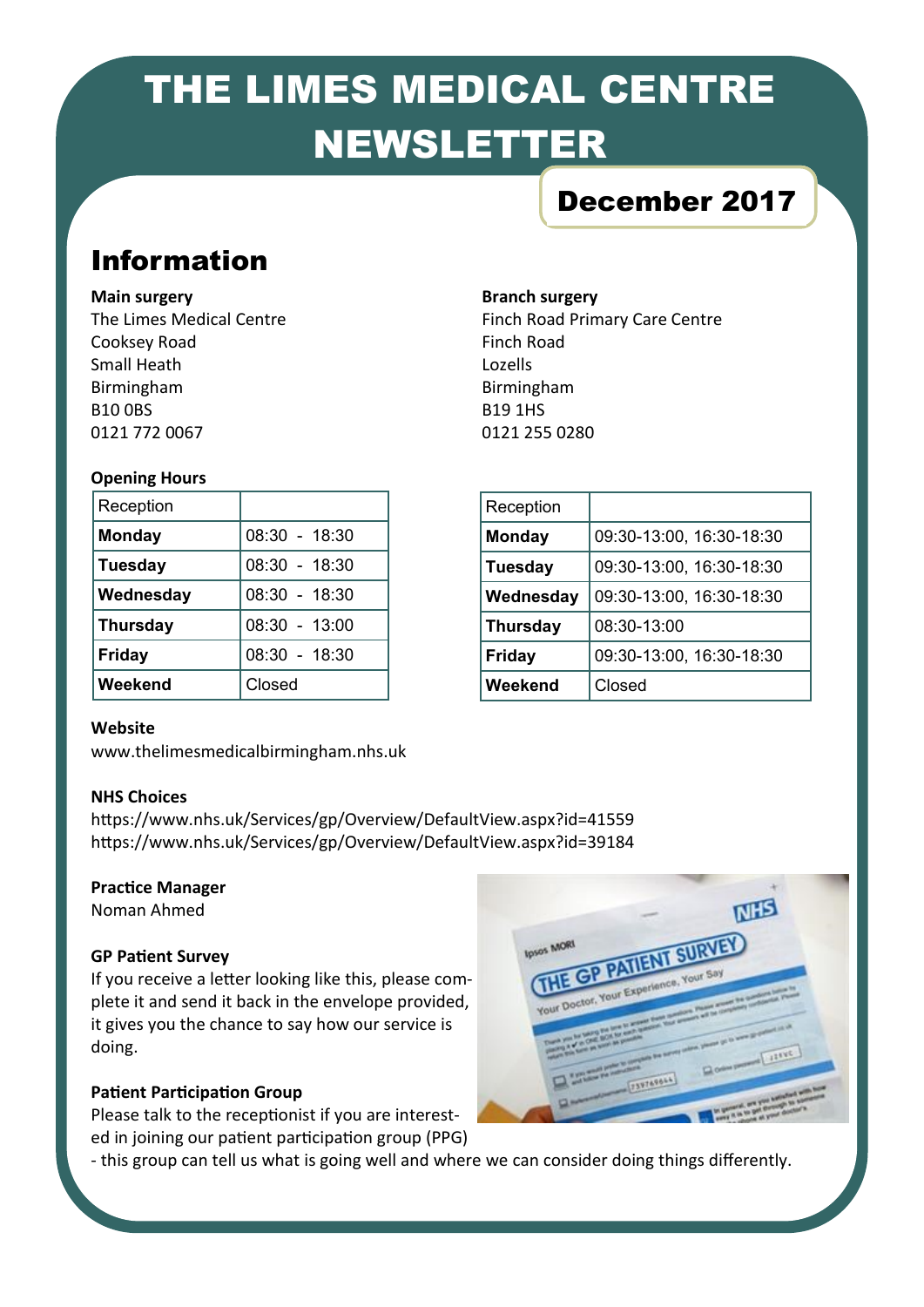# THE LIMES MEDICAL CENTRE NEWSLETTER

## December 2017

## Information

**Main surgery**
The Limes Medical Centre
Cooksey Road
Small Heath
Birmingham
B10 0BS
0121 772 0067

**Opening Hours**

| Reception | |
|---|---|
| **Monday** | 08:30 - 18:30 |
| **Tuesday** | 08:30 - 18:30 |
| **Wednesday** | 08:30 - 18:30 |
| **Thursday** | 08:30 - 13:00 |
| **Friday** | 08:30 - 18:30 |
| **Weekend** | Closed |

**Branch surgery**
Finch Road Primary Care Centre
Finch Road
Lozells
Birmingham
B19 1HS
0121 255 0280

| Reception | |
|---|---|
| **Monday** | 09:30-13:00, 16:30-18:30 |
| **Tuesday** | 09:30-13:00, 16:30-18:30 |
| **Wednesday** | 09:30-13:00, 16:30-18:30 |
| **Thursday** | 08:30-13:00 |
| **Friday** | 09:30-13:00, 16:30-18:30 |
| **Weekend** | Closed |

**Website**
www.thelimesmedicalbirmingham.nhs.uk

**NHS Choices**
https://www.nhs.uk/Services/gp/Overview/DefaultView.aspx?id=41559
https://www.nhs.uk/Services/gp/Overview/DefaultView.aspx?id=39184

**Practice Manager**
Noman Ahmed

**GP Patient Survey**
If you receive a letter looking like this, please complete it and send it back in the envelope provided, it gives you the chance to say how our service is doing.

**Patient Participation Group**
Please talk to the receptionist if you are interested in joining our patient participation group (PPG) - this group can tell us what is going well and where we can consider doing things differently.